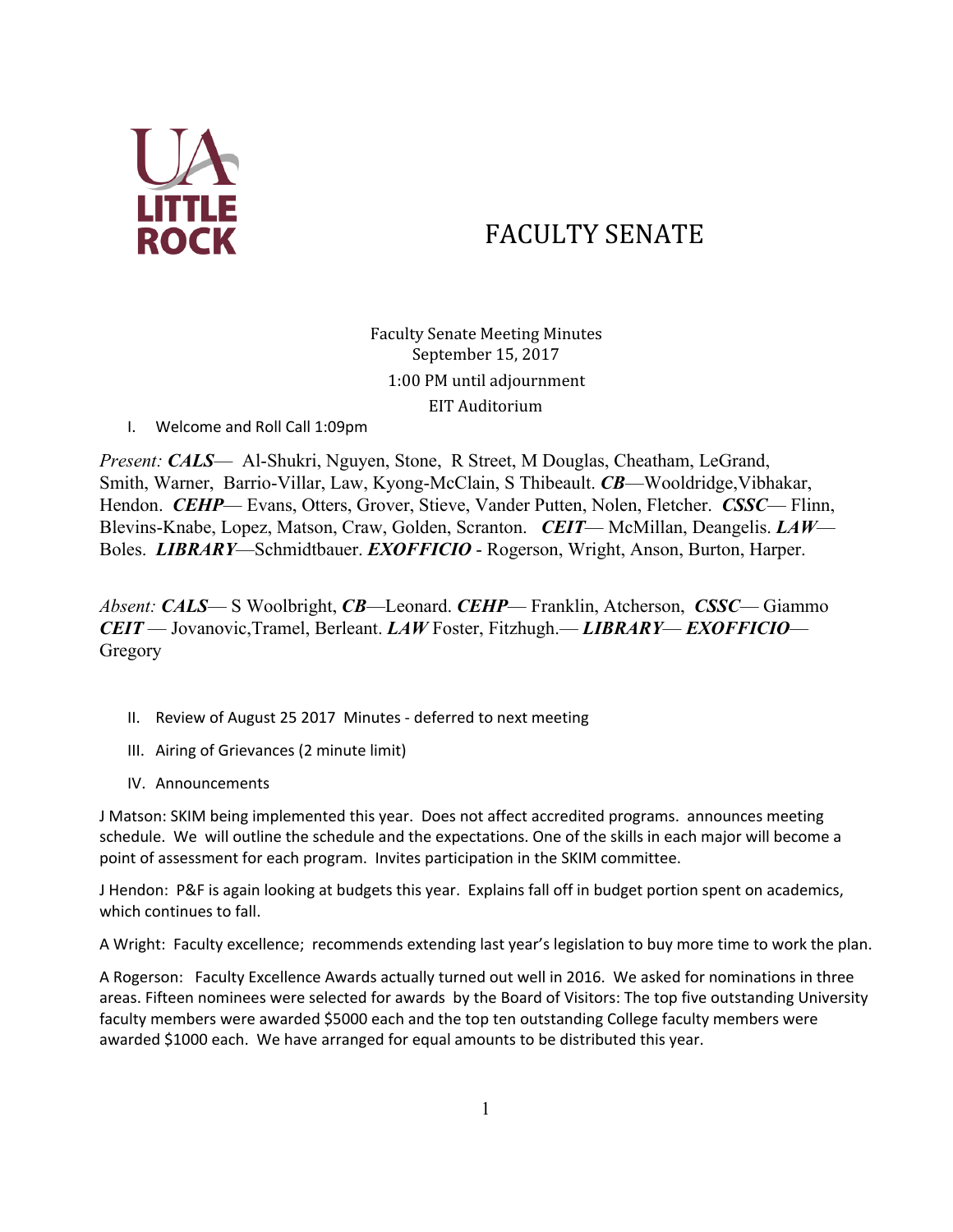UA LITTLE ROCK

# FACULTY SENATE

Faculty Senate Meeting Minutes
September 15, 2017
1:00 PM until adjournment
EIT Auditorium

I. Welcome and Roll Call 1:09pm

*Present:* ***CALS***— Al-Shukri, Nguyen, Stone, R Street, M Douglas, Cheatham, LeGrand, Smith, Warner, Barrio-Villar, Law, Kyong-McClain, S Thibeault. ***CB***—Wooldridge,Vibhakar, Hendon. ***CEHP***— Evans, Otters, Grover, Stieve, Vander Putten, Nolen, Fletcher. ***CSSC***— Flinn, Blevins-Knabe, Lopez, Matson, Craw, Golden, Scranton. ***CEIT***— McMillan, Deangelis. ***LAW***— Boles. ***LIBRARY***—Schmidtbauer. ***EXOFFICIO*** - Rogerson, Wright, Anson, Burton, Harper.

*Absent:* ***CALS***— S Woolbright, ***CB***—Leonard. ***CEHP***— Franklin, Atcherson, ***CSSC***— Giammo ***CEIT*** — Jovanovic,Tramel, Berleant. ***LAW*** Foster, Fitzhugh.— ***LIBRARY***— ***EXOFFICIO***— Gregory

II. Review of August 25 2017 Minutes - deferred to next meeting

III. Airing of Grievances (2 minute limit)

IV. Announcements

J Matson: SKIM being implemented this year. Does not affect accredited programs. announces meeting schedule. We will outline the schedule and the expectations. One of the skills in each major will become a point of assessment for each program. Invites participation in the SKIM committee.

J Hendon: P&F is again looking at budgets this year. Explains fall off in budget portion spent on academics, which continues to fall.

A Wright: Faculty excellence; recommends extending last year's legislation to buy more time to work the plan.

A Rogerson: Faculty Excellence Awards actually turned out well in 2016. We asked for nominations in three areas. Fifteen nominees were selected for awards by the Board of Visitors: The top five outstanding University faculty members were awarded $5000 each and the top ten outstanding College faculty members were awarded $1000 each. We have arranged for equal amounts to be distributed this year.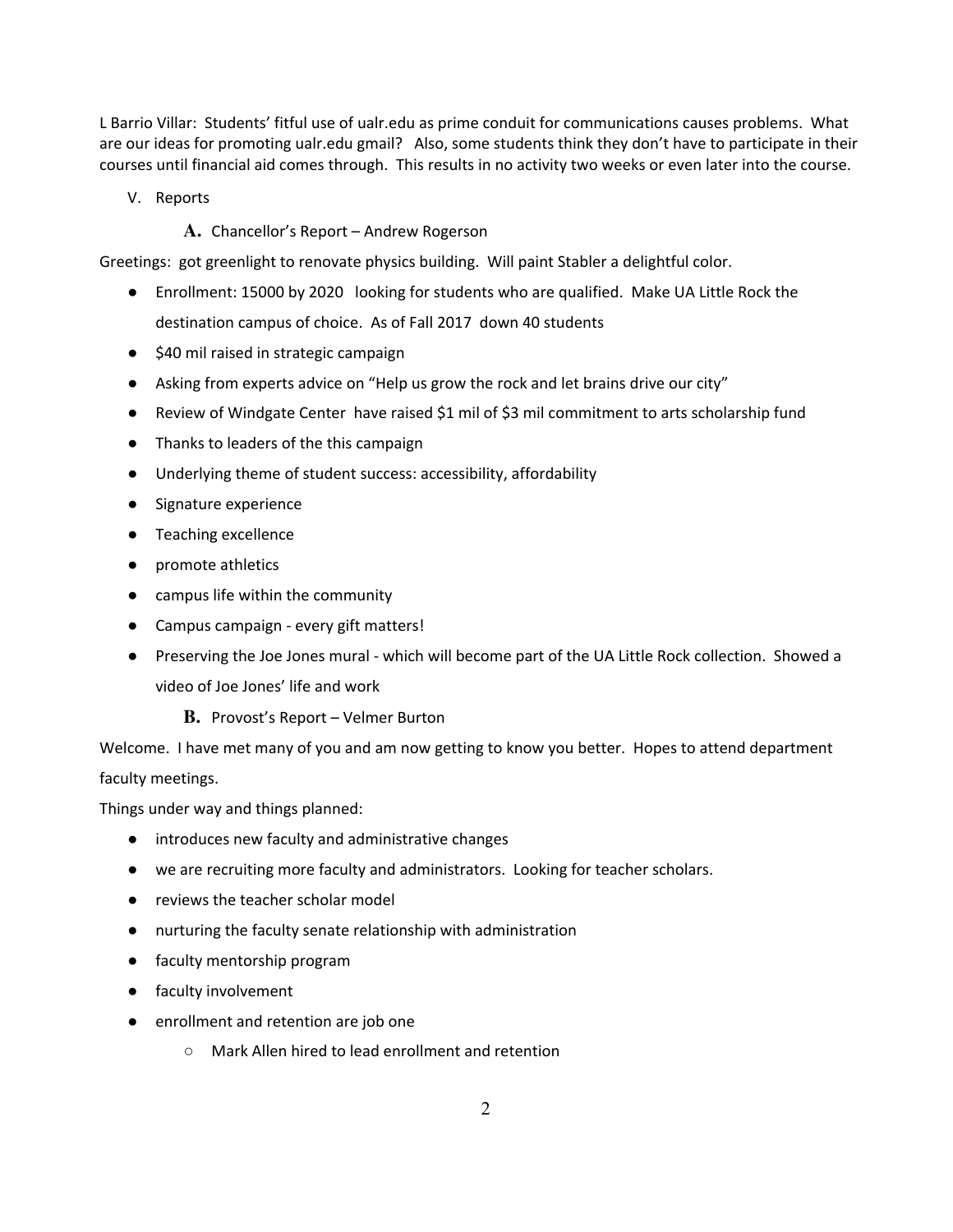L Barrio Villar: Students' fitful use of ualr.edu as prime conduit for communications causes problems. What are our ideas for promoting ualr.edu gmail? Also, some students think they don't have to participate in their courses until financial aid comes through. This results in no activity two weeks or even later into the course.

V. Reports

**A.** Chancellor's Report – Andrew Rogerson

Greetings: got greenlight to renovate physics building. Will paint Stabler a delightful color.

- Enrollment: 15000 by 2020 looking for students who are qualified. Make UA Little Rock the destination campus of choice. As of Fall 2017 down 40 students
- $40 mil raised in strategic campaign
- Asking from experts advice on "Help us grow the rock and let brains drive our city"
- Review of Windgate Center have raised $1 mil of $3 mil commitment to arts scholarship fund
- Thanks to leaders of the this campaign
- Underlying theme of student success: accessibility, affordability
- Signature experience
- Teaching excellence
- promote athletics
- campus life within the community
- Campus campaign - every gift matters!
- Preserving the Joe Jones mural - which will become part of the UA Little Rock collection. Showed a video of Joe Jones' life and work

**B.** Provost's Report – Velmer Burton

Welcome. I have met many of you and am now getting to know you better. Hopes to attend department faculty meetings.

Things under way and things planned:

- introduces new faculty and administrative changes
- we are recruiting more faculty and administrators. Looking for teacher scholars.
- reviews the teacher scholar model
- nurturing the faculty senate relationship with administration
- faculty mentorship program
- faculty involvement
- enrollment and retention are job one
    - Mark Allen hired to lead enrollment and retention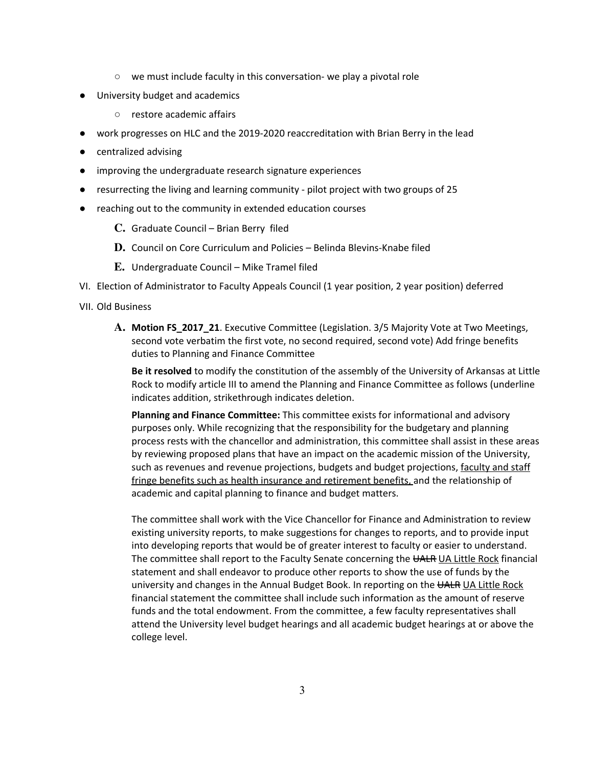- we must include faculty in this conversation- we play a pivotal role
- University budget and academics
    - restore academic affairs
- work progresses on HLC and the 2019-2020 reaccreditation with Brian Berry in the lead
- centralized advising
- improving the undergraduate research signature experiences
- resurrecting the living and learning community - pilot project with two groups of 25
- reaching out to the community in extended education courses

    C. Graduate Council – Brian Berry filed

    D. Council on Core Curriculum and Policies – Belinda Blevins-Knabe filed

    E. Undergraduate Council – Mike Tramel filed

VI. Election of Administrator to Faculty Appeals Council (1 year position, 2 year position) deferred

VII. Old Business

A. **Motion FS_2017_21**. Executive Committee (Legislation. 3/5 Majority Vote at Two Meetings, second vote verbatim the first vote, no second required, second vote) Add fringe benefits duties to Planning and Finance Committee

**Be it resolved** to modify the constitution of the assembly of the University of Arkansas at Little Rock to modify article III to amend the Planning and Finance Committee as follows (underline indicates addition, strikethrough indicates deletion.

**Planning and Finance Committee:** This committee exists for informational and advisory purposes only. While recognizing that the responsibility for the budgetary and planning process rests with the chancellor and administration, this committee shall assist in these areas by reviewing proposed plans that have an impact on the academic mission of the University, such as revenues and revenue projections, budgets and budget projections, <u>faculty and staff fringe benefits such as health insurance and retirement benefits,</u> and the relationship of academic and capital planning to finance and budget matters.

The committee shall work with the Vice Chancellor for Finance and Administration to review existing university reports, to make suggestions for changes to reports, and to provide input into developing reports that would be of greater interest to faculty or easier to understand. The committee shall report to the Faculty Senate concerning the ~~UALR~~ <u>UA Little Rock</u> financial statement and shall endeavor to produce other reports to show the use of funds by the university and changes in the Annual Budget Book. In reporting on the ~~UALR~~ <u>UA Little Rock</u> financial statement the committee shall include such information as the amount of reserve funds and the total endowment. From the committee, a few faculty representatives shall attend the University level budget hearings and all academic budget hearings at or above the college level.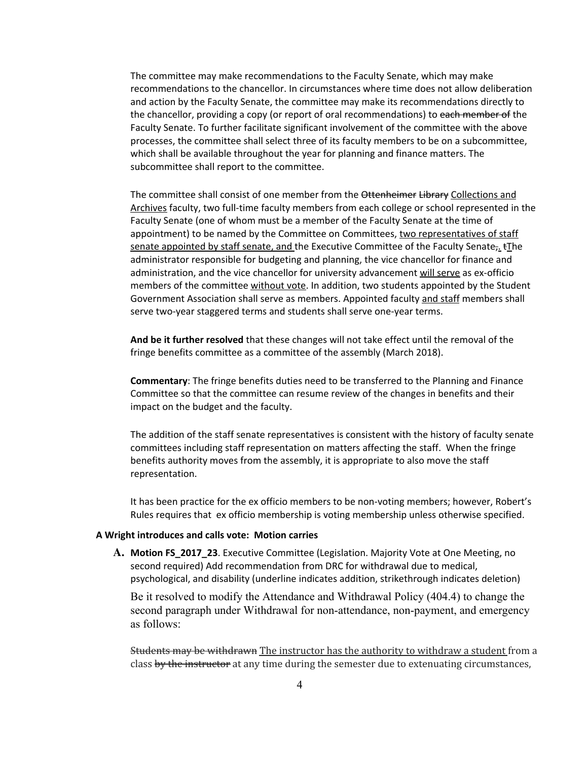The committee may make recommendations to the Faculty Senate, which may make recommendations to the chancellor. In circumstances where time does not allow deliberation and action by the Faculty Senate, the committee may make its recommendations directly to the chancellor, providing a copy (or report of oral recommendations) to ~~each member of~~ the Faculty Senate. To further facilitate significant involvement of the committee with the above processes, the committee shall select three of its faculty members to be on a subcommittee, which shall be available throughout the year for planning and finance matters. The subcommittee shall report to the committee.

The committee shall consist of one member from the ~~Ottenheimer~~ ~~Library~~ <u>Collections and Archives</u> faculty, two full-time faculty members from each college or school represented in the Faculty Senate (one of whom must be a member of the Faculty Senate at the time of appointment) to be named by the Committee on Committees, <u>two representatives of staff senate appointed by staff senate, and</u> the Executive Committee of the Faculty Senate~~;~~<u>.</u> ~~t~~<u>T</u>he administrator responsible for budgeting and planning, the vice chancellor for finance and administration, and the vice chancellor for university advancement <u>will serve</u> as ex-officio members of the committee <u>without vote</u>. In addition, two students appointed by the Student Government Association shall serve as members. Appointed faculty <u>and staff</u> members shall serve two-year staggered terms and students shall serve one-year terms.

**And be it further resolved** that these changes will not take effect until the removal of the fringe benefits committee as a committee of the assembly (March 2018).

**Commentary**: The fringe benefits duties need to be transferred to the Planning and Finance Committee so that the committee can resume review of the changes in benefits and their impact on the budget and the faculty.

The addition of the staff senate representatives is consistent with the history of faculty senate committees including staff representation on matters affecting the staff. When the fringe benefits authority moves from the assembly, it is appropriate to also move the staff representation.

It has been practice for the ex officio members to be non-voting members; however, Robert's Rules requires that ex officio membership is voting membership unless otherwise specified.

**A Wright introduces and calls vote: Motion carries**

**A. Motion FS_2017_23**. Executive Committee (Legislation. Majority Vote at One Meeting, no second required) Add recommendation from DRC for withdrawal due to medical, psychological, and disability (underline indicates addition, strikethrough indicates deletion)

Be it resolved to modify the Attendance and Withdrawal Policy (404.4) to change the second paragraph under Withdrawal for non-attendance, non-payment, and emergency as follows:

~~Students may be withdrawn~~ <u>The instructor has the authority to withdraw a student</u> from a class ~~by the instructor~~ at any time during the semester due to extenuating circumstances,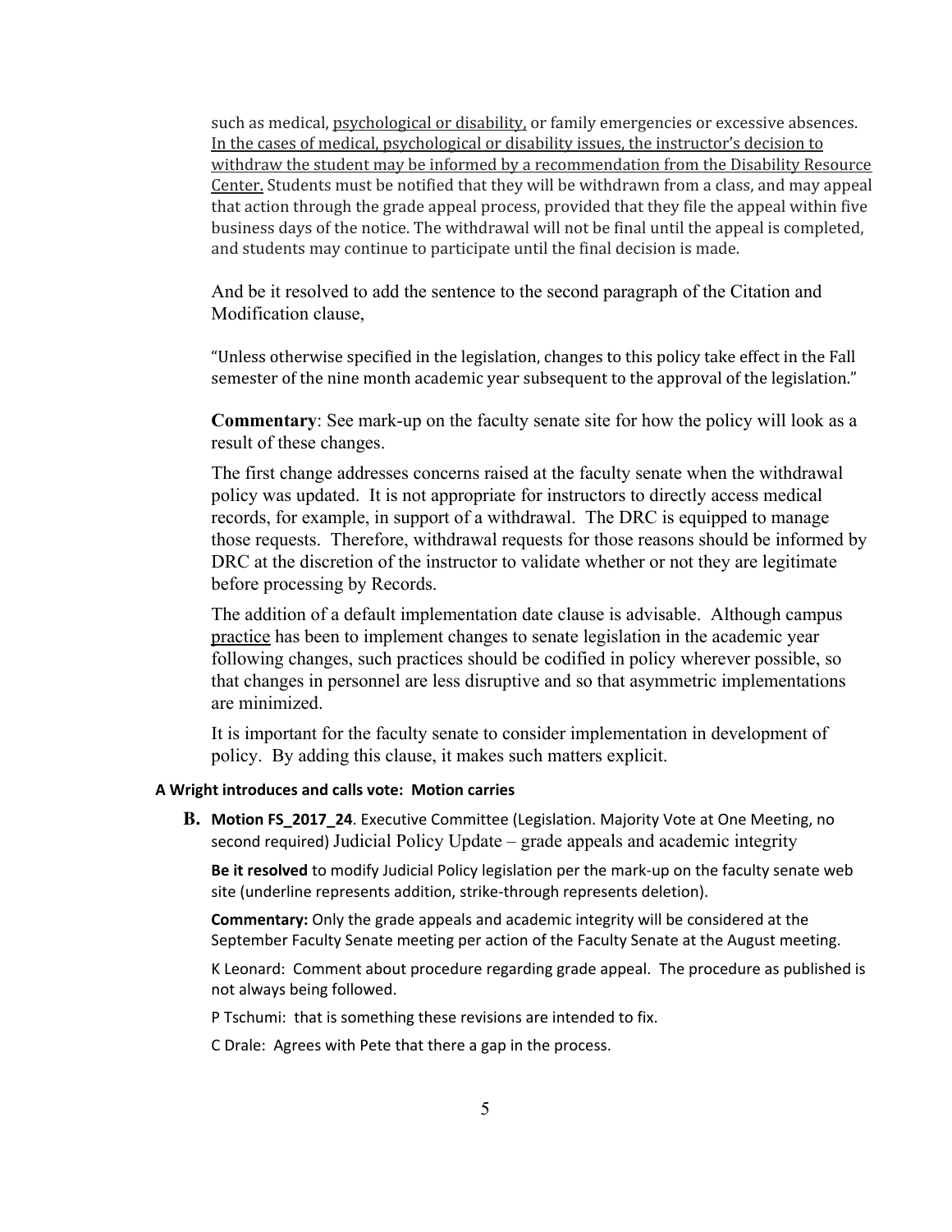such as medical, <u>psychological or disability,</u> or family emergencies or excessive absences. <u>In the cases of medical, psychological or disability issues, the instructor's decision to withdraw the student may be informed by a recommendation from the Disability Resource Center.</u> Students must be notified that they will be withdrawn from a class, and may appeal that action through the grade appeal process, provided that they file the appeal within five business days of the notice. The withdrawal will not be final until the appeal is completed, and students may continue to participate until the final decision is made.

And be it resolved to add the sentence to the second paragraph of the Citation and Modification clause,

"Unless otherwise specified in the legislation, changes to this policy take effect in the Fall semester of the nine month academic year subsequent to the approval of the legislation."

**Commentary**: See mark-up on the faculty senate site for how the policy will look as a result of these changes.

The first change addresses concerns raised at the faculty senate when the withdrawal policy was updated. It is not appropriate for instructors to directly access medical records, for example, in support of a withdrawal. The DRC is equipped to manage those requests. Therefore, withdrawal requests for those reasons should be informed by DRC at the discretion of the instructor to validate whether or not they are legitimate before processing by Records.

The addition of a default implementation date clause is advisable. Although campus <u>practice</u> has been to implement changes to senate legislation in the academic year following changes, such practices should be codified in policy wherever possible, so that changes in personnel are less disruptive and so that asymmetric implementations are minimized.

It is important for the faculty senate to consider implementation in development of policy. By adding this clause, it makes such matters explicit.

**A Wright introduces and calls vote: Motion carries**

**B. Motion FS_2017_24**. Executive Committee (Legislation. Majority Vote at One Meeting, no second required) Judicial Policy Update – grade appeals and academic integrity

**Be it resolved** to modify Judicial Policy legislation per the mark-up on the faculty senate web site (underline represents addition, strike-through represents deletion).

**Commentary:** Only the grade appeals and academic integrity will be considered at the September Faculty Senate meeting per action of the Faculty Senate at the August meeting.

K Leonard: Comment about procedure regarding grade appeal. The procedure as published is not always being followed.

P Tschumi: that is something these revisions are intended to fix.

C Drale: Agrees with Pete that there a gap in the process.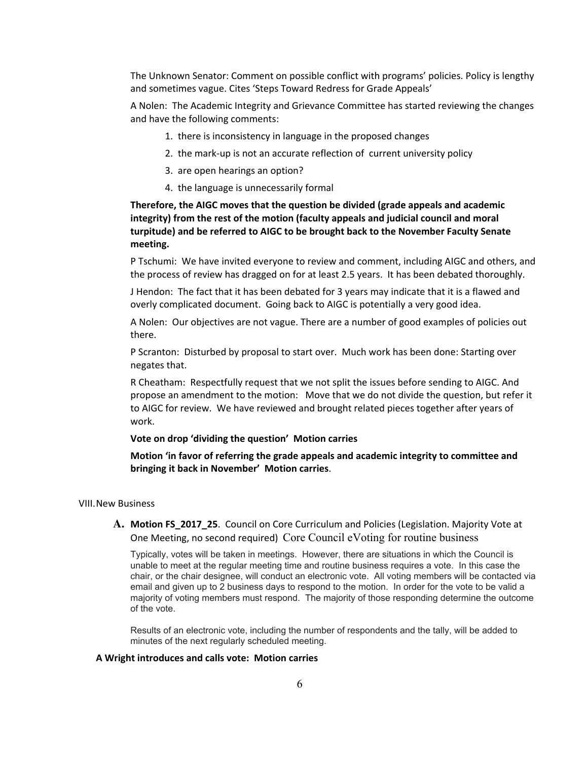The Unknown Senator: Comment on possible conflict with programs' policies. Policy is lengthy and sometimes vague. Cites 'Steps Toward Redress for Grade Appeals'

A Nolen: The Academic Integrity and Grievance Committee has started reviewing the changes and have the following comments:

1. there is inconsistency in language in the proposed changes
2. the mark-up is not an accurate reflection of current university policy
3. are open hearings an option?
4. the language is unnecessarily formal

**Therefore, the AIGC moves that the question be divided (grade appeals and academic integrity) from the rest of the motion (faculty appeals and judicial council and moral turpitude) and be referred to AIGC to be brought back to the November Faculty Senate meeting.**

P Tschumi: We have invited everyone to review and comment, including AIGC and others, and the process of review has dragged on for at least 2.5 years. It has been debated thoroughly.

J Hendon: The fact that it has been debated for 3 years may indicate that it is a flawed and overly complicated document. Going back to AIGC is potentially a very good idea.

A Nolen: Our objectives are not vague. There are a number of good examples of policies out there.

P Scranton: Disturbed by proposal to start over. Much work has been done: Starting over negates that.

R Cheatham: Respectfully request that we not split the issues before sending to AIGC. And propose an amendment to the motion: Move that we do not divide the question, but refer it to AIGC for review. We have reviewed and brought related pieces together after years of work.

**Vote on drop 'dividing the question' Motion carries**

**Motion 'in favor of referring the grade appeals and academic integrity to committee and bringing it back in November' Motion carries**.

VIII. New Business

**A. Motion FS_2017_25**. Council on Core Curriculum and Policies (Legislation. Majority Vote at One Meeting, no second required) Core Council eVoting for routine business

Typically, votes will be taken in meetings. However, there are situations in which the Council is unable to meet at the regular meeting time and routine business requires a vote. In this case the chair, or the chair designee, will conduct an electronic vote. All voting members will be contacted via email and given up to 2 business days to respond to the motion. In order for the vote to be valid a majority of voting members must respond. The majority of those responding determine the outcome of the vote.

Results of an electronic vote, including the number of respondents and the tally, will be added to minutes of the next regularly scheduled meeting.

**A Wright introduces and calls vote: Motion carries**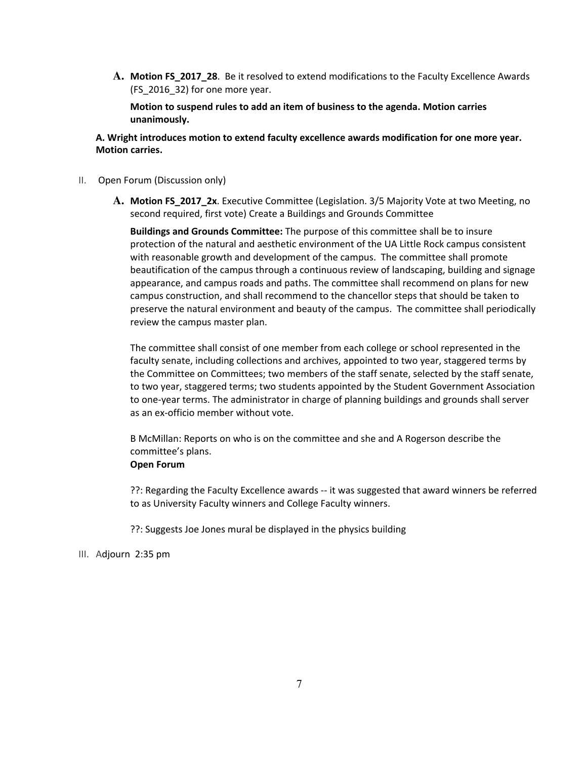A. **Motion FS_2017_28**. Be it resolved to extend modifications to the Faculty Excellence Awards (FS_2016_32) for one more year.

   **Motion to suspend rules to add an item of business to the agenda. Motion carries unanimously.**

**A. Wright introduces motion to extend faculty excellence awards modification for one more year. Motion carries.**

II. Open Forum (Discussion only)

A. **Motion FS_2017_2x**. Executive Committee (Legislation. 3/5 Majority Vote at two Meeting, no second required, first vote) Create a Buildings and Grounds Committee

   **Buildings and Grounds Committee:** The purpose of this committee shall be to insure protection of the natural and aesthetic environment of the UA Little Rock campus consistent with reasonable growth and development of the campus. The committee shall promote beautification of the campus through a continuous review of landscaping, building and signage appearance, and campus roads and paths. The committee shall recommend on plans for new campus construction, and shall recommend to the chancellor steps that should be taken to preserve the natural environment and beauty of the campus. The committee shall periodically review the campus master plan.

   The committee shall consist of one member from each college or school represented in the faculty senate, including collections and archives, appointed to two year, staggered terms by the Committee on Committees; two members of the staff senate, selected by the staff senate, to two year, staggered terms; two students appointed by the Student Government Association to one-year terms. The administrator in charge of planning buildings and grounds shall server as an ex-officio member without vote.

   B McMillan: Reports on who is on the committee and she and A Rogerson describe the committee's plans.
   **Open Forum**

   ??: Regarding the Faculty Excellence awards -- it was suggested that award winners be referred to as University Faculty winners and College Faculty winners.

   ??: Suggests Joe Jones mural be displayed in the physics building

III. Adjourn 2:35 pm